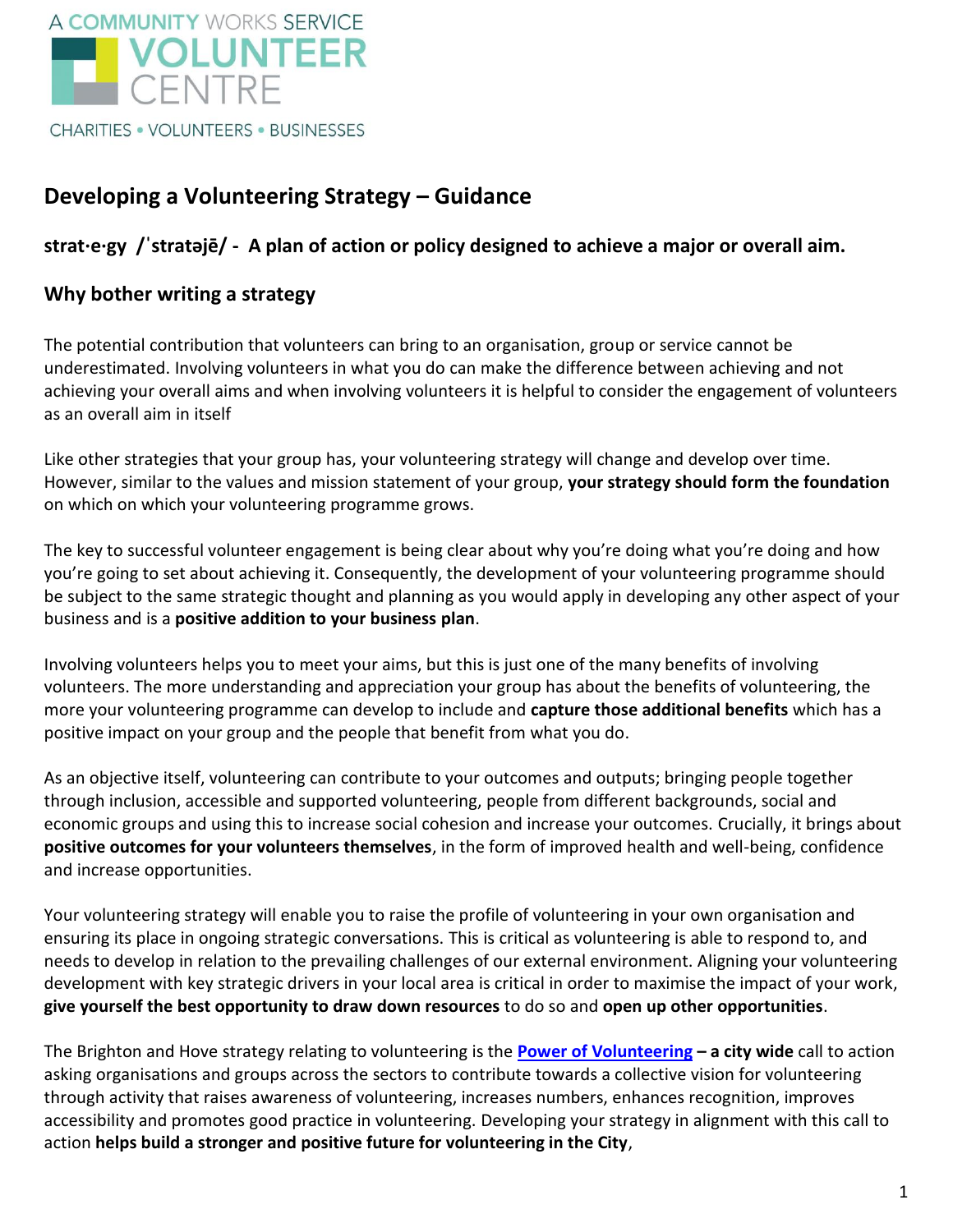A COMMUNITY WORKS SERVICE
VOLUNTEER CENTRE
CHARITIES • VOLUNTEERS • BUSINESSES

# Developing a Volunteering Strategy – Guidance

## strat·e·gy /ˈstratəjē/ - A plan of action or policy designed to achieve a major or overall aim.

## Why bother writing a strategy

The potential contribution that volunteers can bring to an organisation, group or service cannot be underestimated. Involving volunteers in what you do can make the difference between achieving and not achieving your overall aims and when involving volunteers it is helpful to consider the engagement of volunteers as an overall aim in itself

Like other strategies that your group has, your volunteering strategy will change and develop over time. However, similar to the values and mission statement of your group, **your strategy should form the foundation** on which on which your volunteering programme grows.

The key to successful volunteer engagement is being clear about why you're doing what you're doing and how you're going to set about achieving it. Consequently, the development of your volunteering programme should be subject to the same strategic thought and planning as you would apply in developing any other aspect of your business and is a **positive addition to your business plan**.

Involving volunteers helps you to meet your aims, but this is just one of the many benefits of involving volunteers. The more understanding and appreciation your group has about the benefits of volunteering, the more your volunteering programme can develop to include and **capture those additional benefits** which has a positive impact on your group and the people that benefit from what you do.

As an objective itself, volunteering can contribute to your outcomes and outputs; bringing people together through inclusion, accessible and supported volunteering, people from different backgrounds, social and economic groups and using this to increase social cohesion and increase your outcomes. Crucially, it brings about **positive outcomes for your volunteers themselves**, in the form of improved health and well-being, confidence and increase opportunities.

Your volunteering strategy will enable you to raise the profile of volunteering in your own organisation and ensuring its place in ongoing strategic conversations. This is critical as volunteering is able to respond to, and needs to develop in relation to the prevailing challenges of our external environment. Aligning your volunteering development with key strategic drivers in your local area is critical in order to maximise the impact of your work, **give yourself the best opportunity to draw down resources** to do so and **open up other opportunities**.

The Brighton and Hove strategy relating to volunteering is the **Power of Volunteering – a city wide** call to action asking organisations and groups across the sectors to contribute towards a collective vision for volunteering through activity that raises awareness of volunteering, increases numbers, enhances recognition, improves accessibility and promotes good practice in volunteering. Developing your strategy in alignment with this call to action **helps build a stronger and positive future for volunteering in the City**,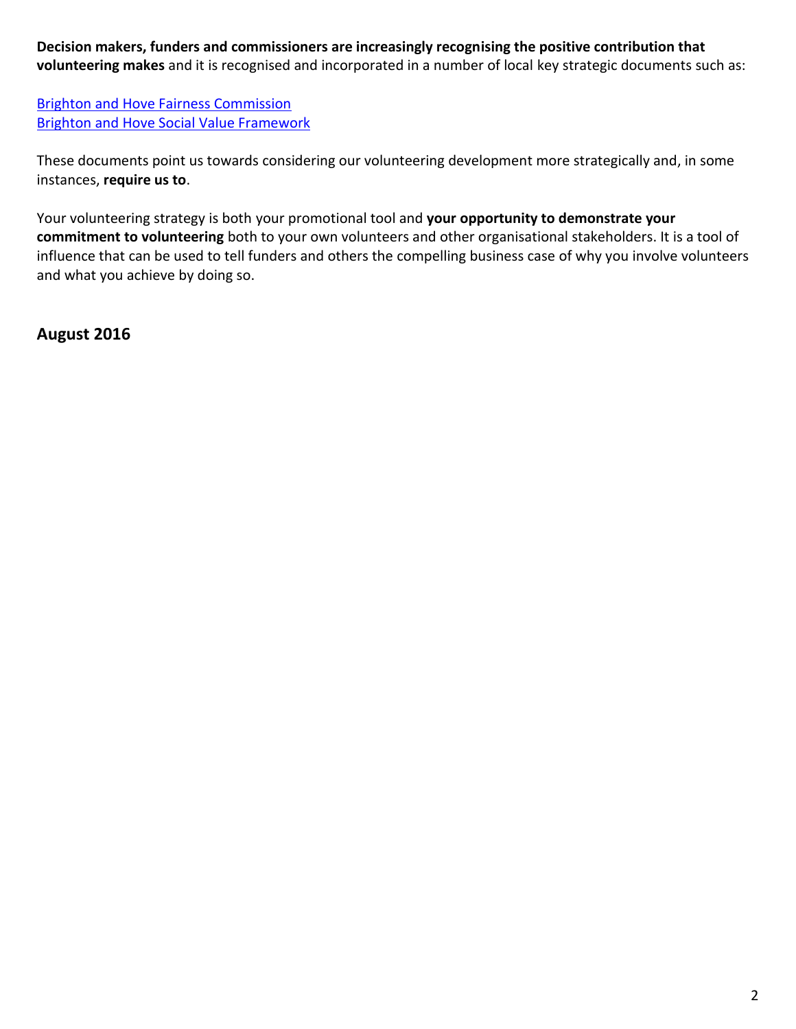**Decision makers, funders and commissioners are increasingly recognising the positive contribution that volunteering makes** and it is recognised and incorporated in a number of local key strategic documents such as:

Brighton and Hove Fairness Commission
Brighton and Hove Social Value Framework

These documents point us towards considering our volunteering development more strategically and, in some instances, **require us to**.

Your volunteering strategy is both your promotional tool and **your opportunity to demonstrate your commitment to volunteering** both to your own volunteers and other organisational stakeholders. It is a tool of influence that can be used to tell funders and others the compelling business case of why you involve volunteers and what you achieve by doing so.

**August 2016**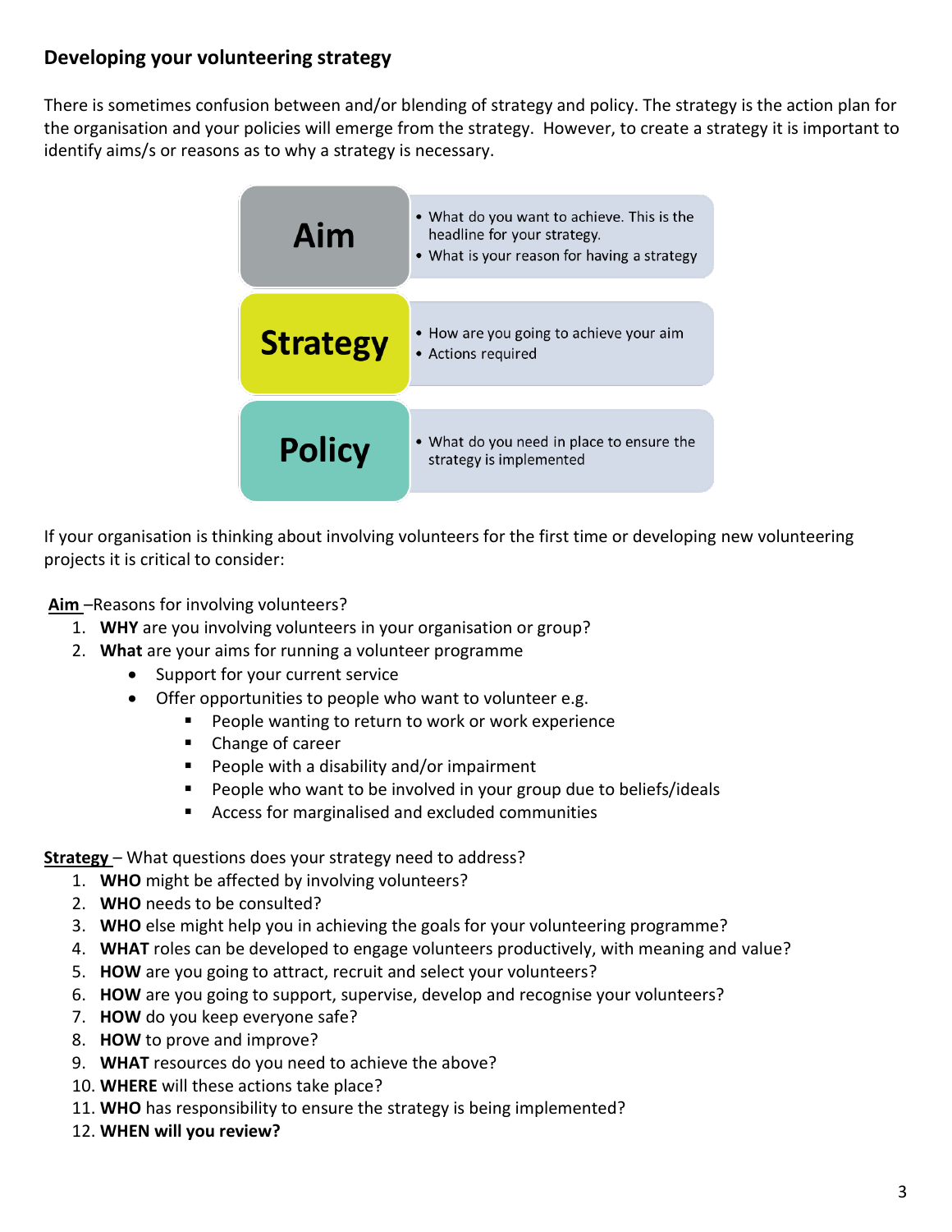## Developing your volunteering strategy

There is sometimes confusion between and/or blending of strategy and policy. The strategy is the action plan for the organisation and your policies will emerge from the strategy. However, to create a strategy it is important to identify aims/s or reasons as to why a strategy is necessary.

| | |
|---|---|
| **Aim** | • What do you want to achieve. This is the headline for your strategy.<br>• What is your reason for having a strategy |
| **Strategy** | • How are you going to achieve your aim<br>• Actions required |
| **Policy** | • What do you need in place to ensure the strategy is implemented |

If your organisation is thinking about involving volunteers for the first time or developing new volunteering projects it is critical to consider:

**Aim** –Reasons for involving volunteers?

1. **WHY** are you involving volunteers in your organisation or group?
2. **What** are your aims for running a volunteer programme
   - Support for your current service
   - Offer opportunities to people who want to volunteer e.g.
     - People wanting to return to work or work experience
     - Change of career
     - People with a disability and/or impairment
     - People who want to be involved in your group due to beliefs/ideals
     - Access for marginalised and excluded communities

**Strategy** – What questions does your strategy need to address?

1. **WHO** might be affected by involving volunteers?
2. **WHO** needs to be consulted?
3. **WHO** else might help you in achieving the goals for your volunteering programme?
4. **WHAT** roles can be developed to engage volunteers productively, with meaning and value?
5. **HOW** are you going to attract, recruit and select your volunteers?
6. **HOW** are you going to support, supervise, develop and recognise your volunteers?
7. **HOW** do you keep everyone safe?
8. **HOW** to prove and improve?
9. **WHAT** resources do you need to achieve the above?
10. **WHERE** will these actions take place?
11. **WHO** has responsibility to ensure the strategy is being implemented?
12. **WHEN will you review?**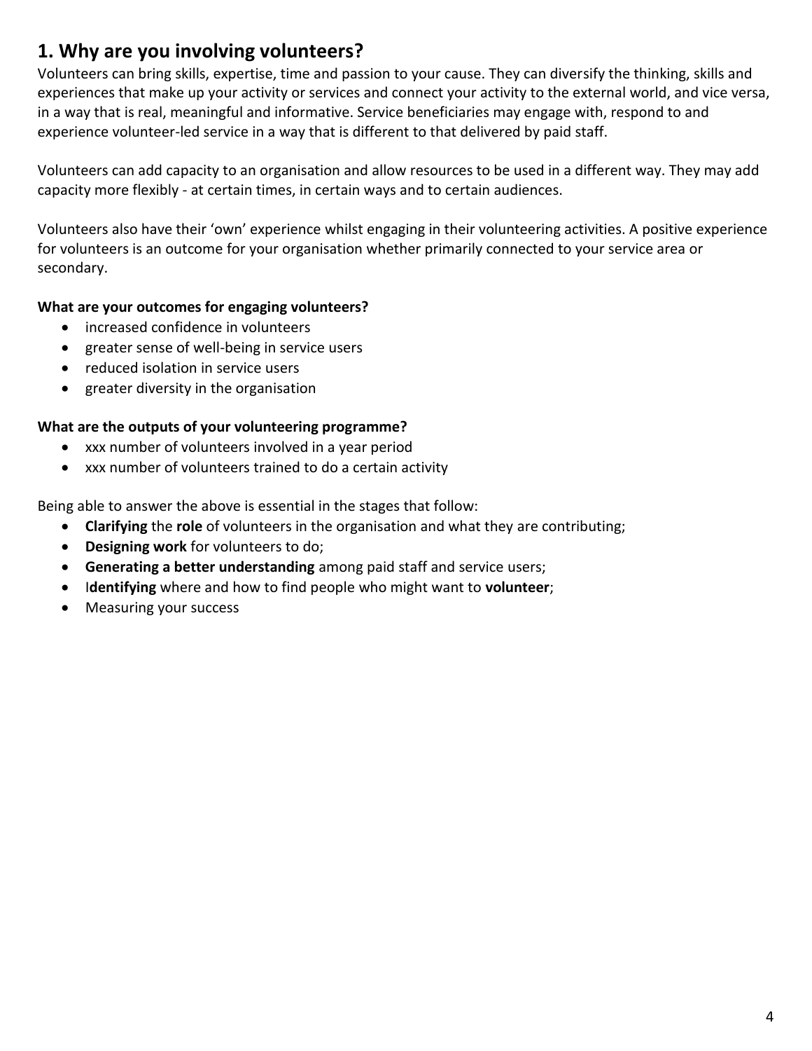## 1. Why are you involving volunteers?

Volunteers can bring skills, expertise, time and passion to your cause. They can diversify the thinking, skills and experiences that make up your activity or services and connect your activity to the external world, and vice versa, in a way that is real, meaningful and informative. Service beneficiaries may engage with, respond to and experience volunteer-led service in a way that is different to that delivered by paid staff.

Volunteers can add capacity to an organisation and allow resources to be used in a different way. They may add capacity more flexibly - at certain times, in certain ways and to certain audiences.

Volunteers also have their 'own' experience whilst engaging in their volunteering activities. A positive experience for volunteers is an outcome for your organisation whether primarily connected to your service area or secondary.

**What are your outcomes for engaging volunteers?**

- increased confidence in volunteers
- greater sense of well-being in service users
- reduced isolation in service users
- greater diversity in the organisation

**What are the outputs of your volunteering programme?**

- xxx number of volunteers involved in a year period
- xxx number of volunteers trained to do a certain activity

Being able to answer the above is essential in the stages that follow:

- **Clarifying** the **role** of volunteers in the organisation and what they are contributing;
- **Designing work** for volunteers to do;
- **Generating a better understanding** among paid staff and service users;
- I**dentifying** where and how to find people who might want to **volunteer**;
- Measuring your success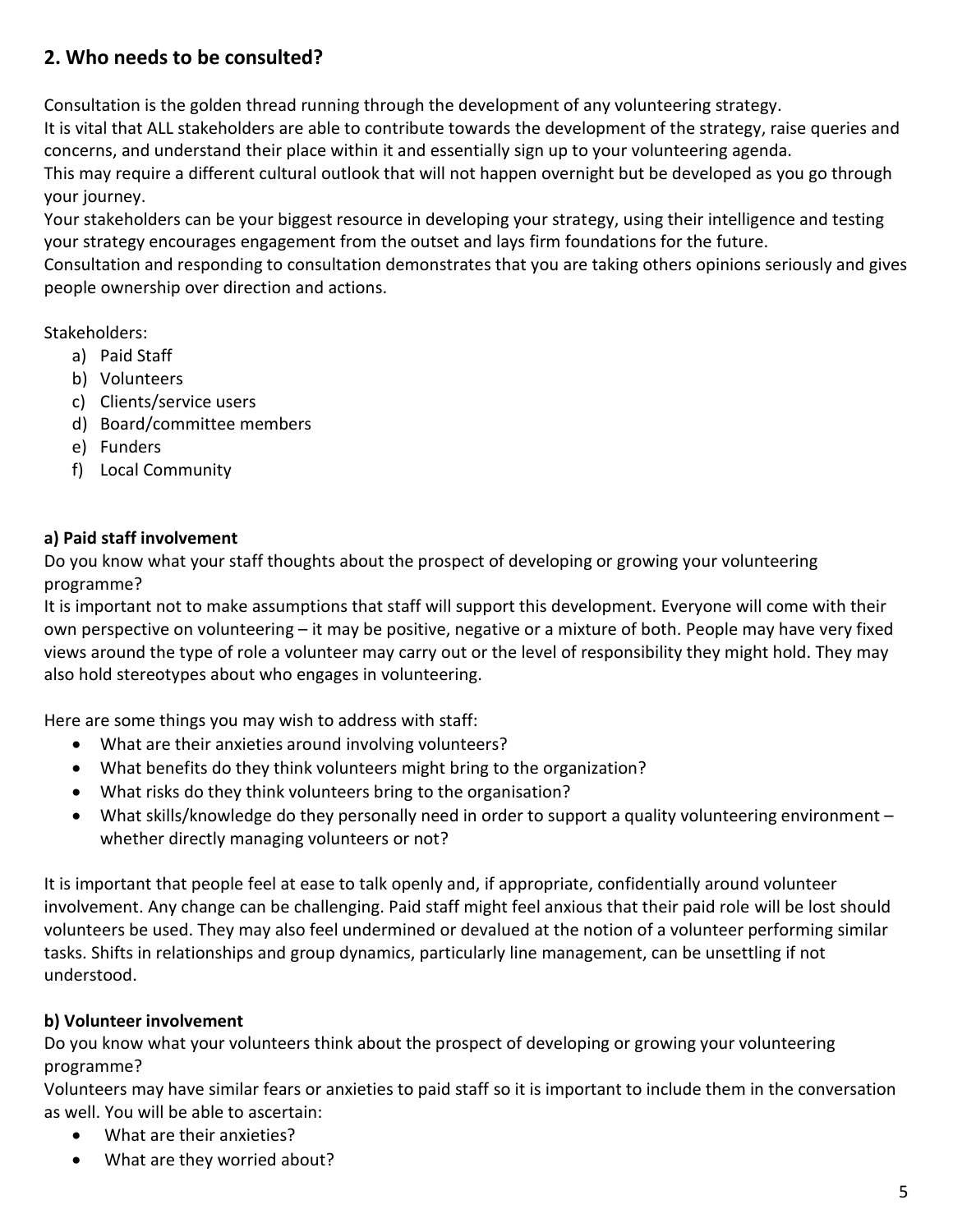## 2. Who needs to be consulted?

Consultation is the golden thread running through the development of any volunteering strategy.
It is vital that ALL stakeholders are able to contribute towards the development of the strategy, raise queries and concerns, and understand their place within it and essentially sign up to your volunteering agenda.
This may require a different cultural outlook that will not happen overnight but be developed as you go through your journey.
Your stakeholders can be your biggest resource in developing your strategy, using their intelligence and testing your strategy encourages engagement from the outset and lays firm foundations for the future.
Consultation and responding to consultation demonstrates that you are taking others opinions seriously and gives people ownership over direction and actions.

Stakeholders:

a) Paid Staff
b) Volunteers
c) Clients/service users
d) Board/committee members
e) Funders
f) Local Community

**a) Paid staff involvement**
Do you know what your staff thoughts about the prospect of developing or growing your volunteering programme?
It is important not to make assumptions that staff will support this development. Everyone will come with their own perspective on volunteering – it may be positive, negative or a mixture of both. People may have very fixed views around the type of role a volunteer may carry out or the level of responsibility they might hold. They may also hold stereotypes about who engages in volunteering.

Here are some things you may wish to address with staff:

- What are their anxieties around involving volunteers?
- What benefits do they think volunteers might bring to the organization?
- What risks do they think volunteers bring to the organisation?
- What skills/knowledge do they personally need in order to support a quality volunteering environment – whether directly managing volunteers or not?

It is important that people feel at ease to talk openly and, if appropriate, confidentially around volunteer involvement. Any change can be challenging. Paid staff might feel anxious that their paid role will be lost should volunteers be used. They may also feel undermined or devalued at the notion of a volunteer performing similar tasks. Shifts in relationships and group dynamics, particularly line management, can be unsettling if not understood.

**b) Volunteer involvement**
Do you know what your volunteers think about the prospect of developing or growing your volunteering programme?
Volunteers may have similar fears or anxieties to paid staff so it is important to include them in the conversation as well. You will be able to ascertain:

- What are their anxieties?
- What are they worried about?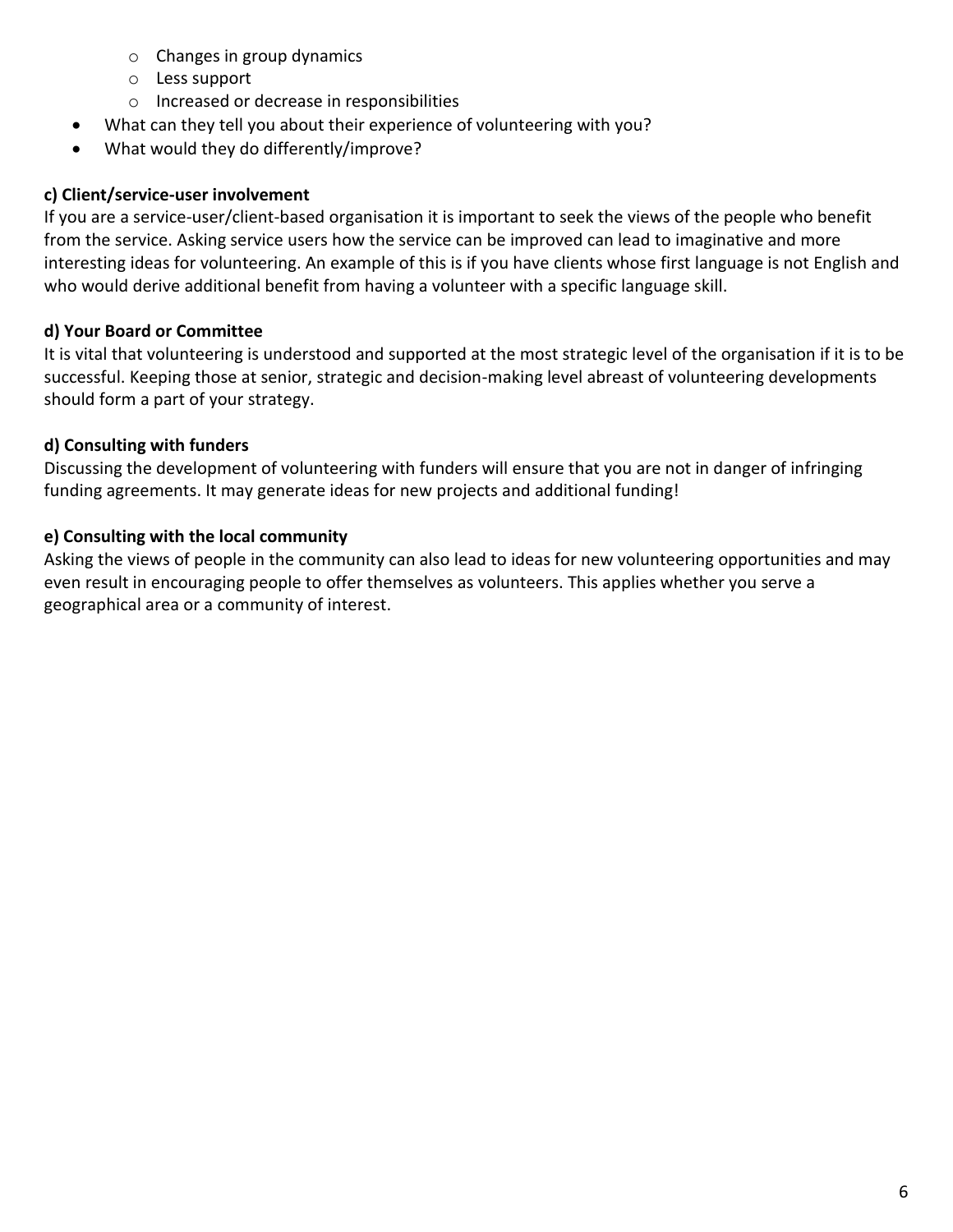- Changes in group dynamics
  - Less support
  - Increased or decrease in responsibilities
- What can they tell you about their experience of volunteering with you?
- What would they do differently/improve?

**c) Client/service-user involvement**

If you are a service-user/client-based organisation it is important to seek the views of the people who benefit from the service. Asking service users how the service can be improved can lead to imaginative and more interesting ideas for volunteering. An example of this is if you have clients whose first language is not English and who would derive additional benefit from having a volunteer with a specific language skill.

**d) Your Board or Committee**

It is vital that volunteering is understood and supported at the most strategic level of the organisation if it is to be successful. Keeping those at senior, strategic and decision-making level abreast of volunteering developments should form a part of your strategy.

**d) Consulting with funders**

Discussing the development of volunteering with funders will ensure that you are not in danger of infringing funding agreements. It may generate ideas for new projects and additional funding!

**e) Consulting with the local community**

Asking the views of people in the community can also lead to ideas for new volunteering opportunities and may even result in encouraging people to offer themselves as volunteers. This applies whether you serve a geographical area or a community of interest.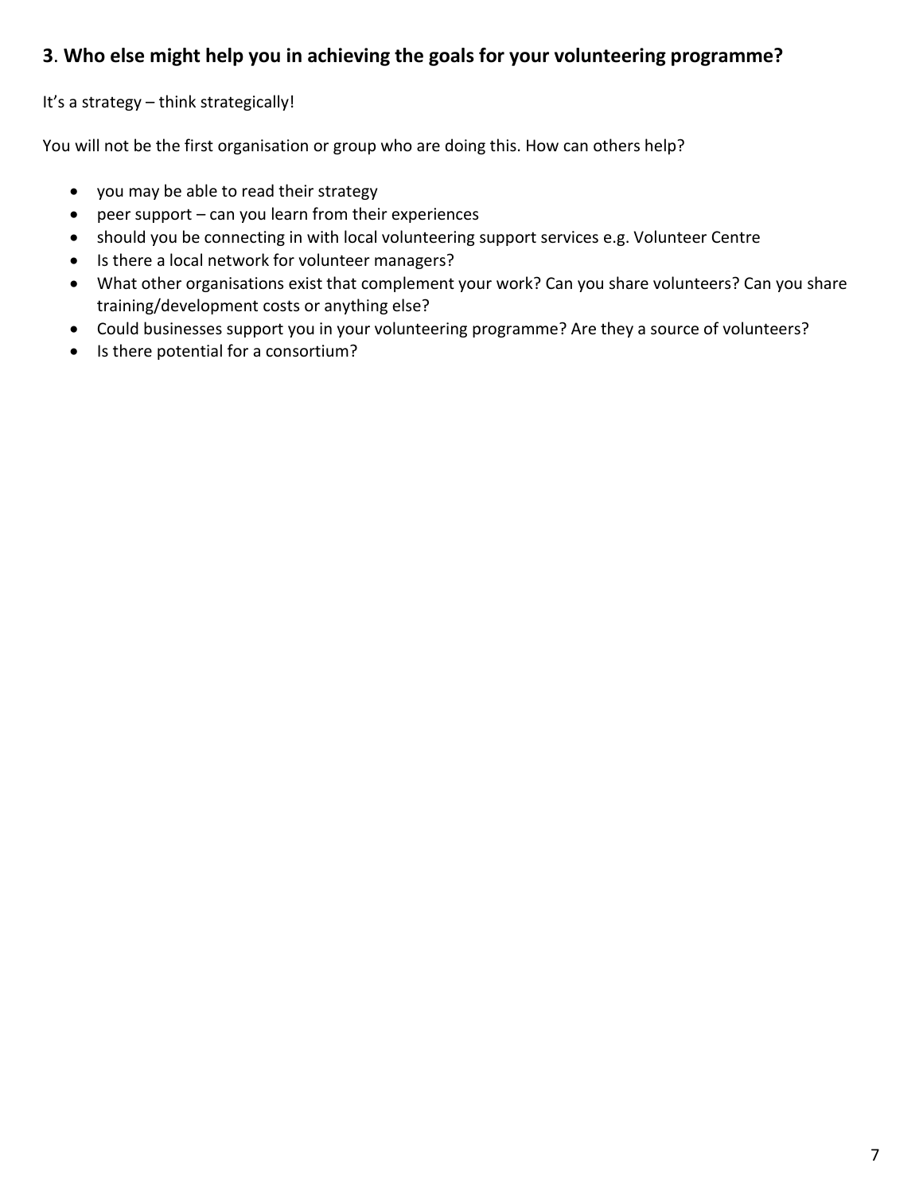## **3**. **Who else might help you in achieving the goals for your volunteering programme?**

It's a strategy – think strategically!

You will not be the first organisation or group who are doing this. How can others help?

- you may be able to read their strategy
- peer support – can you learn from their experiences
- should you be connecting in with local volunteering support services e.g. Volunteer Centre
- Is there a local network for volunteer managers?
- What other organisations exist that complement your work? Can you share volunteers? Can you share training/development costs or anything else?
- Could businesses support you in your volunteering programme? Are they a source of volunteers?
- Is there potential for a consortium?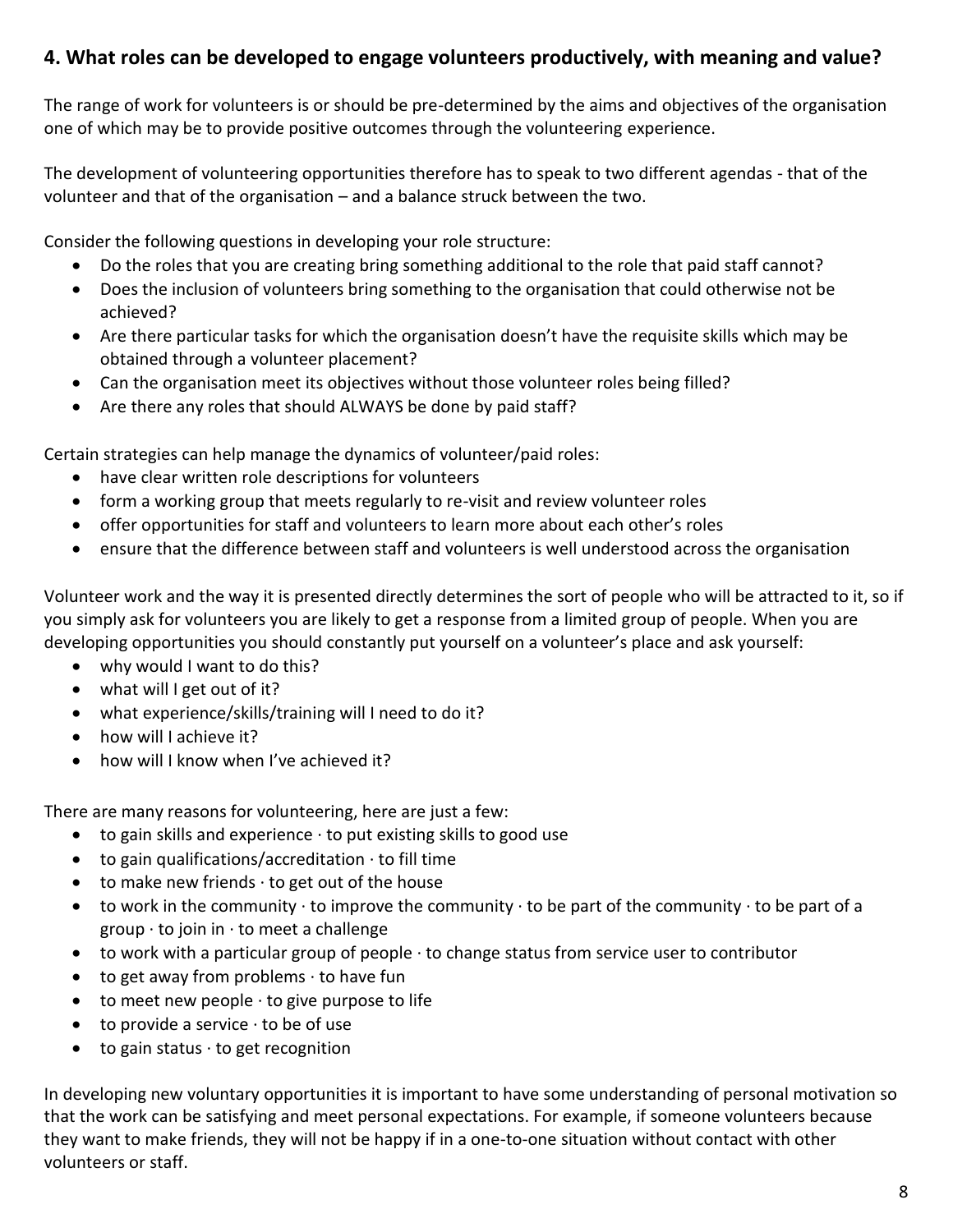## 4. What roles can be developed to engage volunteers productively, with meaning and value?

The range of work for volunteers is or should be pre-determined by the aims and objectives of the organisation one of which may be to provide positive outcomes through the volunteering experience.

The development of volunteering opportunities therefore has to speak to two different agendas - that of the volunteer and that of the organisation – and a balance struck between the two.

Consider the following questions in developing your role structure:

- Do the roles that you are creating bring something additional to the role that paid staff cannot?
- Does the inclusion of volunteers bring something to the organisation that could otherwise not be achieved?
- Are there particular tasks for which the organisation doesn't have the requisite skills which may be obtained through a volunteer placement?
- Can the organisation meet its objectives without those volunteer roles being filled?
- Are there any roles that should ALWAYS be done by paid staff?

Certain strategies can help manage the dynamics of volunteer/paid roles:

- have clear written role descriptions for volunteers
- form a working group that meets regularly to re-visit and review volunteer roles
- offer opportunities for staff and volunteers to learn more about each other's roles
- ensure that the difference between staff and volunteers is well understood across the organisation

Volunteer work and the way it is presented directly determines the sort of people who will be attracted to it, so if you simply ask for volunteers you are likely to get a response from a limited group of people. When you are developing opportunities you should constantly put yourself on a volunteer's place and ask yourself:

- why would I want to do this?
- what will I get out of it?
- what experience/skills/training will I need to do it?
- how will I achieve it?
- how will I know when I've achieved it?

There are many reasons for volunteering, here are just a few:

- to gain skills and experience · to put existing skills to good use
- to gain qualifications/accreditation · to fill time
- to make new friends · to get out of the house
- to work in the community · to improve the community · to be part of the community · to be part of a group · to join in · to meet a challenge
- to work with a particular group of people · to change status from service user to contributor
- to get away from problems · to have fun
- to meet new people · to give purpose to life
- to provide a service · to be of use
- to gain status · to get recognition

In developing new voluntary opportunities it is important to have some understanding of personal motivation so that the work can be satisfying and meet personal expectations. For example, if someone volunteers because they want to make friends, they will not be happy if in a one-to-one situation without contact with other volunteers or staff.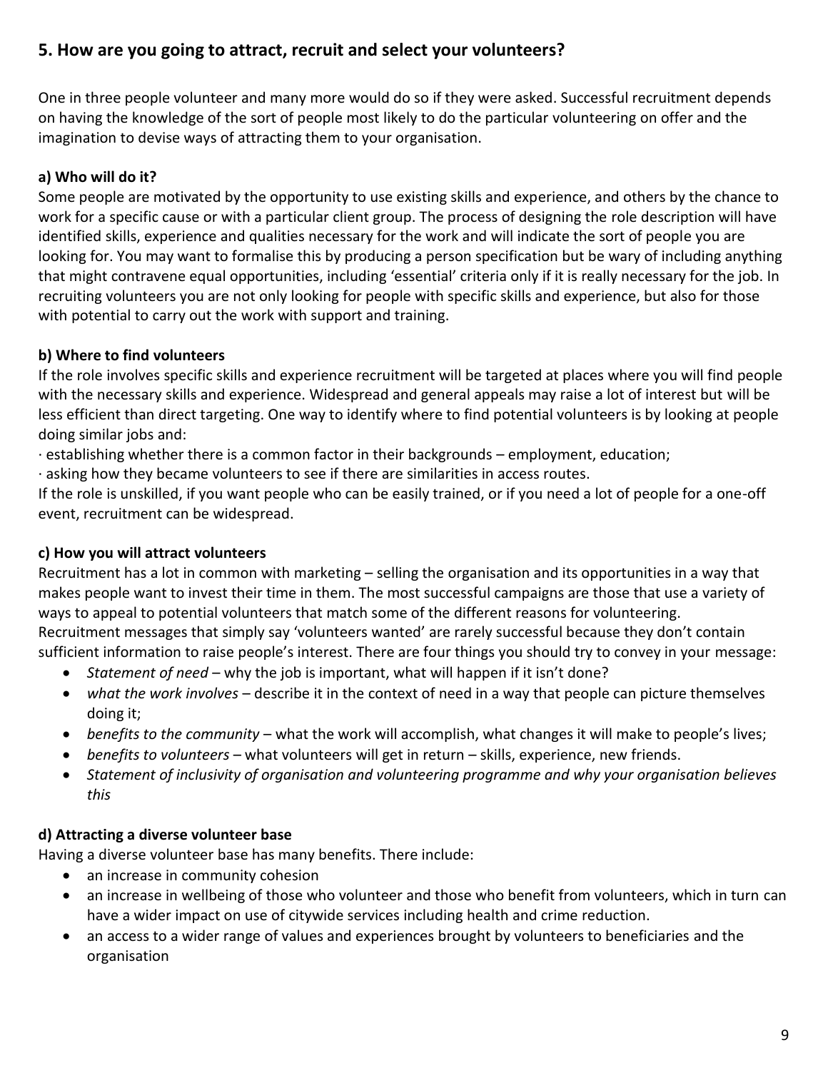## 5. How are you going to attract, recruit and select your volunteers?

One in three people volunteer and many more would do so if they were asked. Successful recruitment depends on having the knowledge of the sort of people most likely to do the particular volunteering on offer and the imagination to devise ways of attracting them to your organisation.

### a) Who will do it?

Some people are motivated by the opportunity to use existing skills and experience, and others by the chance to work for a specific cause or with a particular client group. The process of designing the role description will have identified skills, experience and qualities necessary for the work and will indicate the sort of people you are looking for. You may want to formalise this by producing a person specification but be wary of including anything that might contravene equal opportunities, including 'essential' criteria only if it is really necessary for the job. In recruiting volunteers you are not only looking for people with specific skills and experience, but also for those with potential to carry out the work with support and training.

### b) Where to find volunteers

If the role involves specific skills and experience recruitment will be targeted at places where you will find people with the necessary skills and experience. Widespread and general appeals may raise a lot of interest but will be less efficient than direct targeting. One way to identify where to find potential volunteers is by looking at people doing similar jobs and:

· establishing whether there is a common factor in their backgrounds – employment, education;

· asking how they became volunteers to see if there are similarities in access routes.

If the role is unskilled, if you want people who can be easily trained, or if you need a lot of people for a one-off event, recruitment can be widespread.

### c) How you will attract volunteers

Recruitment has a lot in common with marketing – selling the organisation and its opportunities in a way that makes people want to invest their time in them. The most successful campaigns are those that use a variety of ways to appeal to potential volunteers that match some of the different reasons for volunteering.

Recruitment messages that simply say 'volunteers wanted' are rarely successful because they don't contain sufficient information to raise people's interest. There are four things you should try to convey in your message:

- *Statement of need* – why the job is important, what will happen if it isn't done?
- *what the work involves* – describe it in the context of need in a way that people can picture themselves doing it;
- *benefits to the community* – what the work will accomplish, what changes it will make to people's lives;
- *benefits to volunteers* – what volunteers will get in return – skills, experience, new friends.
- *Statement of inclusivity of organisation and volunteering programme and why your organisation believes this*

### d) Attracting a diverse volunteer base

Having a diverse volunteer base has many benefits. There include:

- an increase in community cohesion
- an increase in wellbeing of those who volunteer and those who benefit from volunteers, which in turn can have a wider impact on use of citywide services including health and crime reduction.
- an access to a wider range of values and experiences brought by volunteers to beneficiaries and the organisation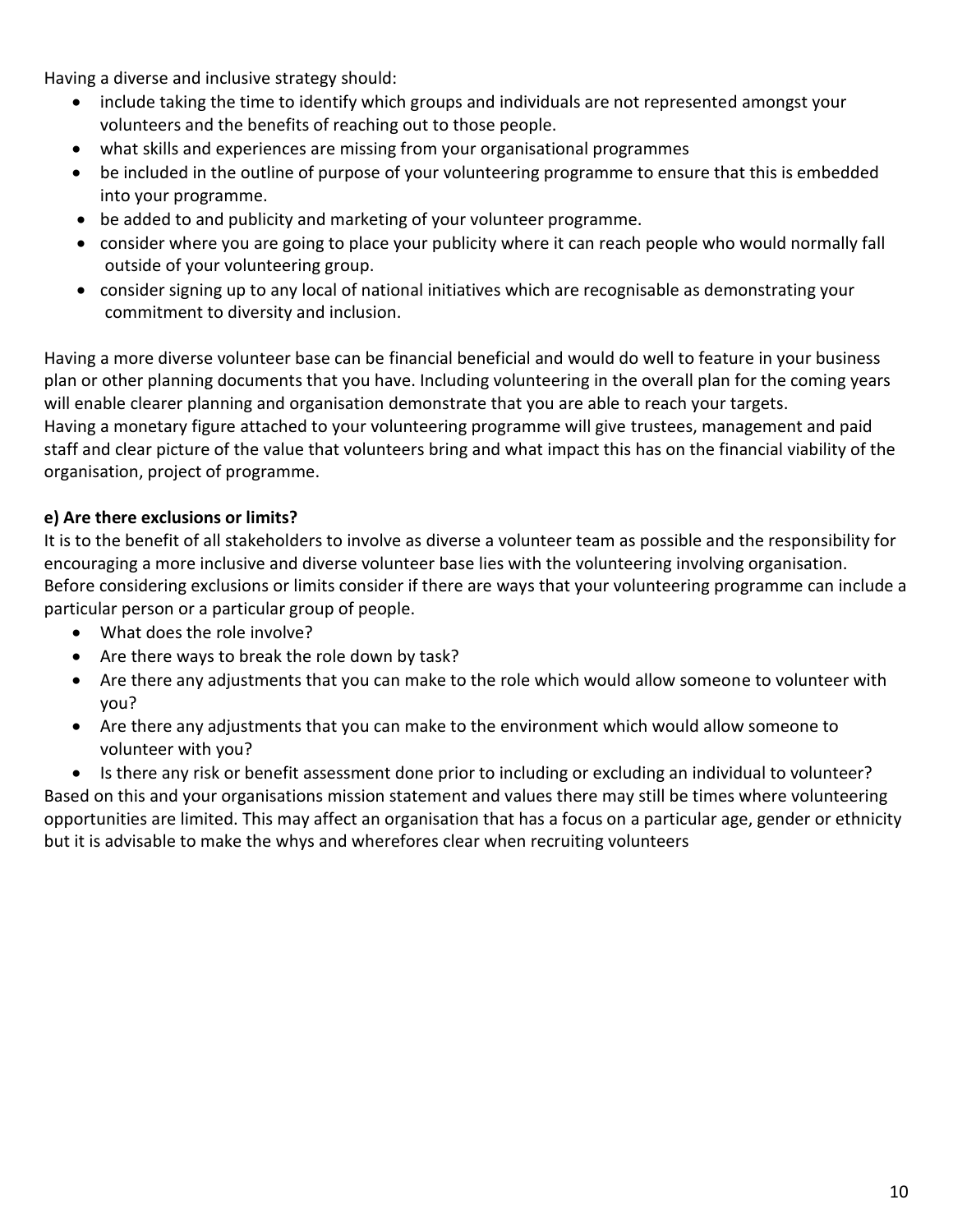Having a diverse and inclusive strategy should:

- include taking the time to identify which groups and individuals are not represented amongst your volunteers and the benefits of reaching out to those people.
- what skills and experiences are missing from your organisational programmes
- be included in the outline of purpose of your volunteering programme to ensure that this is embedded into your programme.
- be added to and publicity and marketing of your volunteer programme.
- consider where you are going to place your publicity where it can reach people who would normally fall outside of your volunteering group.
- consider signing up to any local of national initiatives which are recognisable as demonstrating your commitment to diversity and inclusion.

Having a more diverse volunteer base can be financial beneficial and would do well to feature in your business plan or other planning documents that you have. Including volunteering in the overall plan for the coming years will enable clearer planning and organisation demonstrate that you are able to reach your targets.
Having a monetary figure attached to your volunteering programme will give trustees, management and paid staff and clear picture of the value that volunteers bring and what impact this has on the financial viability of the organisation, project of programme.

**e) Are there exclusions or limits?**

It is to the benefit of all stakeholders to involve as diverse a volunteer team as possible and the responsibility for encouraging a more inclusive and diverse volunteer base lies with the volunteering involving organisation.
Before considering exclusions or limits consider if there are ways that your volunteering programme can include a particular person or a particular group of people.

- What does the role involve?
- Are there ways to break the role down by task?
- Are there any adjustments that you can make to the role which would allow someone to volunteer with you?
- Are there any adjustments that you can make to the environment which would allow someone to volunteer with you?
- Is there any risk or benefit assessment done prior to including or excluding an individual to volunteer?

Based on this and your organisations mission statement and values there may still be times where volunteering opportunities are limited. This may affect an organisation that has a focus on a particular age, gender or ethnicity but it is advisable to make the whys and wherefores clear when recruiting volunteers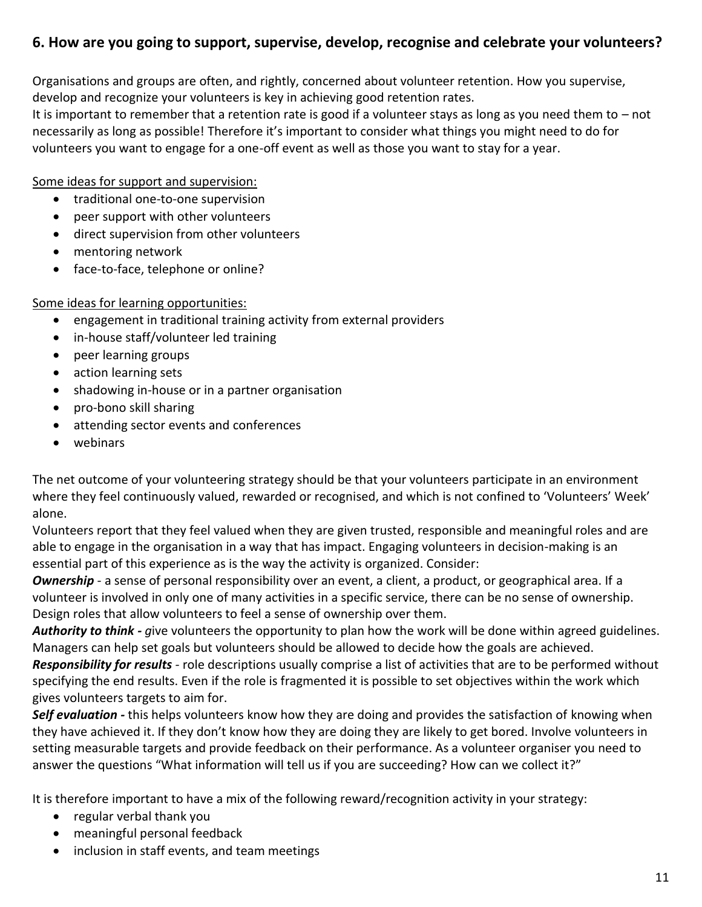## 6. How are you going to support, supervise, develop, recognise and celebrate your volunteers?

Organisations and groups are often, and rightly, concerned about volunteer retention. How you supervise, develop and recognize your volunteers is key in achieving good retention rates.
It is important to remember that a retention rate is good if a volunteer stays as long as you need them to – not necessarily as long as possible! Therefore it's important to consider what things you might need to do for volunteers you want to engage for a one-off event as well as those you want to stay for a year.

<u>Some ideas for support and supervision:</u>

- traditional one-to-one supervision
- peer support with other volunteers
- direct supervision from other volunteers
- mentoring network
- face-to-face, telephone or online?

<u>Some ideas for learning opportunities:</u>

- engagement in traditional training activity from external providers
- in-house staff/volunteer led training
- peer learning groups
- action learning sets
- shadowing in-house or in a partner organisation
- pro-bono skill sharing
- attending sector events and conferences
- webinars

The net outcome of your volunteering strategy should be that your volunteers participate in an environment where they feel continuously valued, rewarded or recognised, and which is not confined to 'Volunteers' Week' alone.
Volunteers report that they feel valued when they are given trusted, responsible and meaningful roles and are able to engage in the organisation in a way that has impact. Engaging volunteers in decision-making is an essential part of this experience as is the way the activity is organized. Consider:
***Ownership*** - a sense of personal responsibility over an event, a client, a product, or geographical area. If a volunteer is involved in only one of many activities in a specific service, there can be no sense of ownership. Design roles that allow volunteers to feel a sense of ownership over them.
***Authority to think -*** *g*ive volunteers the opportunity to plan how the work will be done within agreed guidelines. Managers can help set goals but volunteers should be allowed to decide how the goals are achieved.
***Responsibility for results*** - role descriptions usually comprise a list of activities that are to be performed without specifying the end results. Even if the role is fragmented it is possible to set objectives within the work which gives volunteers targets to aim for.
***Self evaluation -*** this helps volunteers know how they are doing and provides the satisfaction of knowing when they have achieved it. If they don't know how they are doing they are likely to get bored. Involve volunteers in setting measurable targets and provide feedback on their performance. As a volunteer organiser you need to answer the questions "What information will tell us if you are succeeding? How can we collect it?"

It is therefore important to have a mix of the following reward/recognition activity in your strategy:

- regular verbal thank you
- meaningful personal feedback
- inclusion in staff events, and team meetings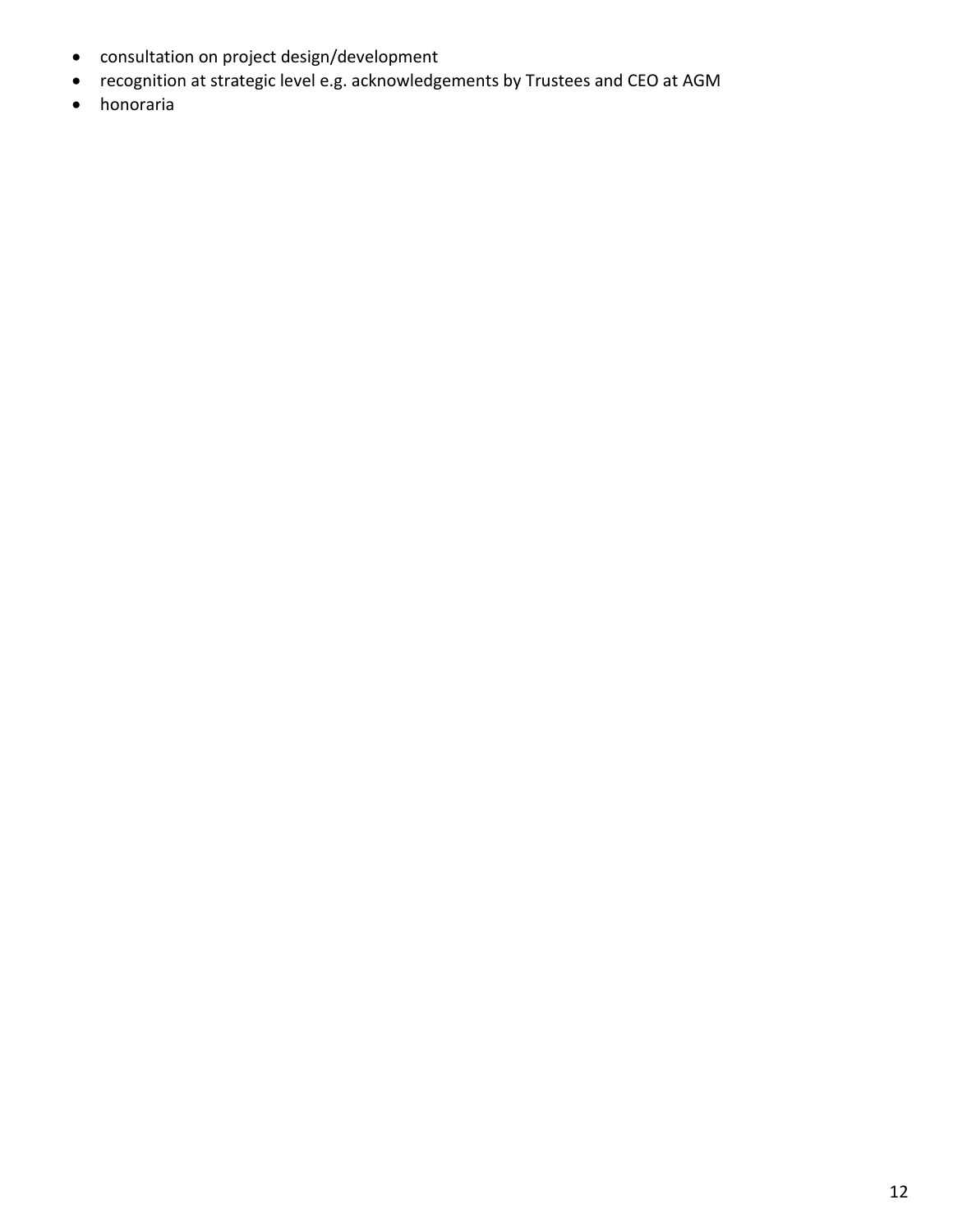- consultation on project design/development
- recognition at strategic level e.g. acknowledgements by Trustees and CEO at AGM
- honoraria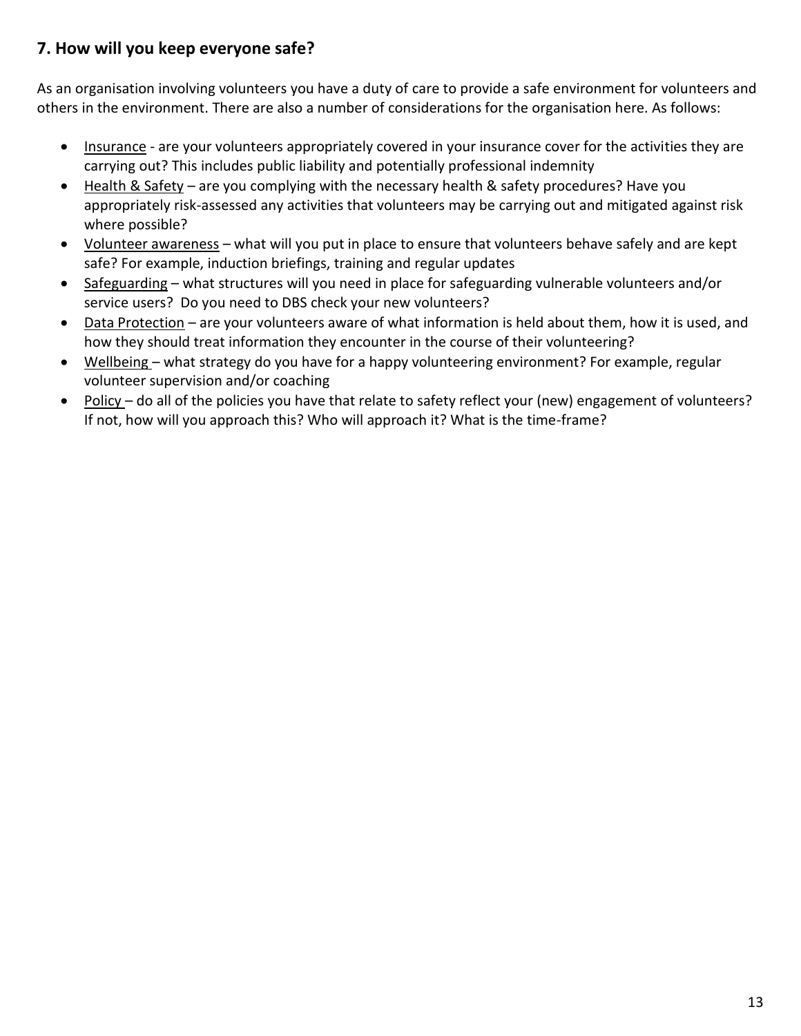## 7. How will you keep everyone safe?

As an organisation involving volunteers you have a duty of care to provide a safe environment for volunteers and others in the environment. There are also a number of considerations for the organisation here. As follows:

- Insurance - are your volunteers appropriately covered in your insurance cover for the activities they are carrying out? This includes public liability and potentially professional indemnity
- Health & Safety – are you complying with the necessary health & safety procedures? Have you appropriately risk-assessed any activities that volunteers may be carrying out and mitigated against risk where possible?
- Volunteer awareness – what will you put in place to ensure that volunteers behave safely and are kept safe? For example, induction briefings, training and regular updates
- Safeguarding – what structures will you need in place for safeguarding vulnerable volunteers and/or service users? Do you need to DBS check your new volunteers?
- Data Protection – are your volunteers aware of what information is held about them, how it is used, and how they should treat information they encounter in the course of their volunteering?
- Wellbeing – what strategy do you have for a happy volunteering environment? For example, regular volunteer supervision and/or coaching
- Policy – do all of the policies you have that relate to safety reflect your (new) engagement of volunteers? If not, how will you approach this? Who will approach it? What is the time-frame?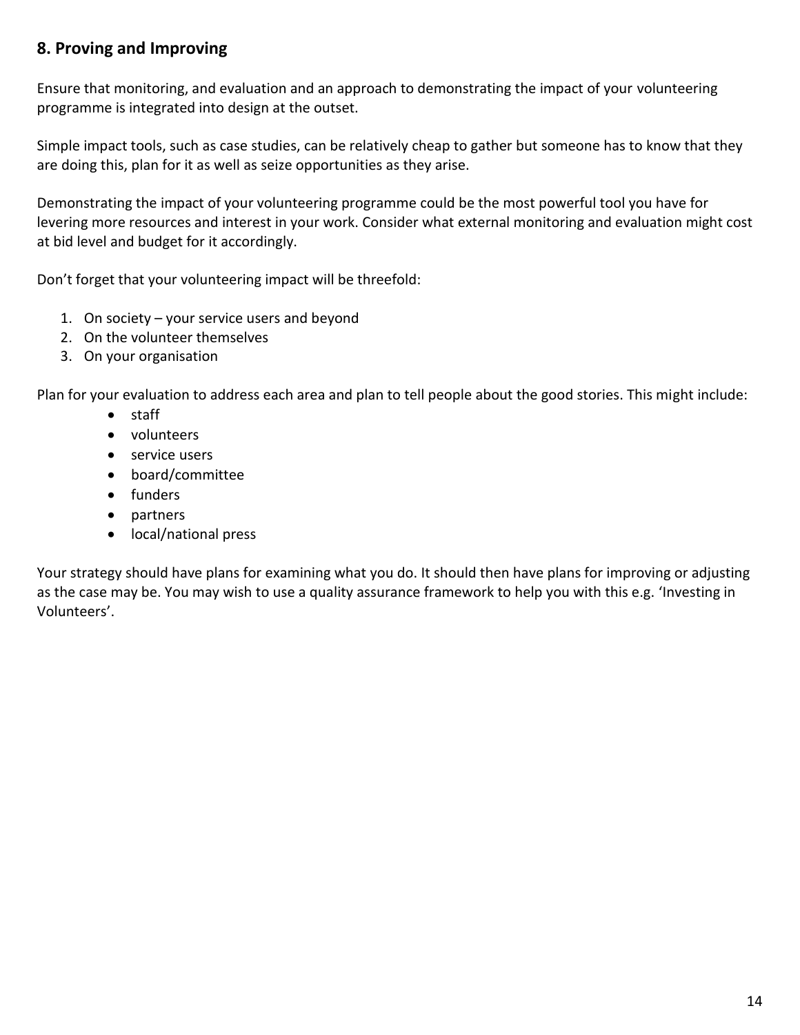## 8. Proving and Improving

Ensure that monitoring, and evaluation and an approach to demonstrating the impact of your volunteering programme is integrated into design at the outset.

Simple impact tools, such as case studies, can be relatively cheap to gather but someone has to know that they are doing this, plan for it as well as seize opportunities as they arise.

Demonstrating the impact of your volunteering programme could be the most powerful tool you have for levering more resources and interest in your work. Consider what external monitoring and evaluation might cost at bid level and budget for it accordingly.

Don't forget that your volunteering impact will be threefold:

1. On society – your service users and beyond
2. On the volunteer themselves
3. On your organisation

Plan for your evaluation to address each area and plan to tell people about the good stories. This might include:

- staff
- volunteers
- service users
- board/committee
- funders
- partners
- local/national press

Your strategy should have plans for examining what you do. It should then have plans for improving or adjusting as the case may be. You may wish to use a quality assurance framework to help you with this e.g. 'Investing in Volunteers'.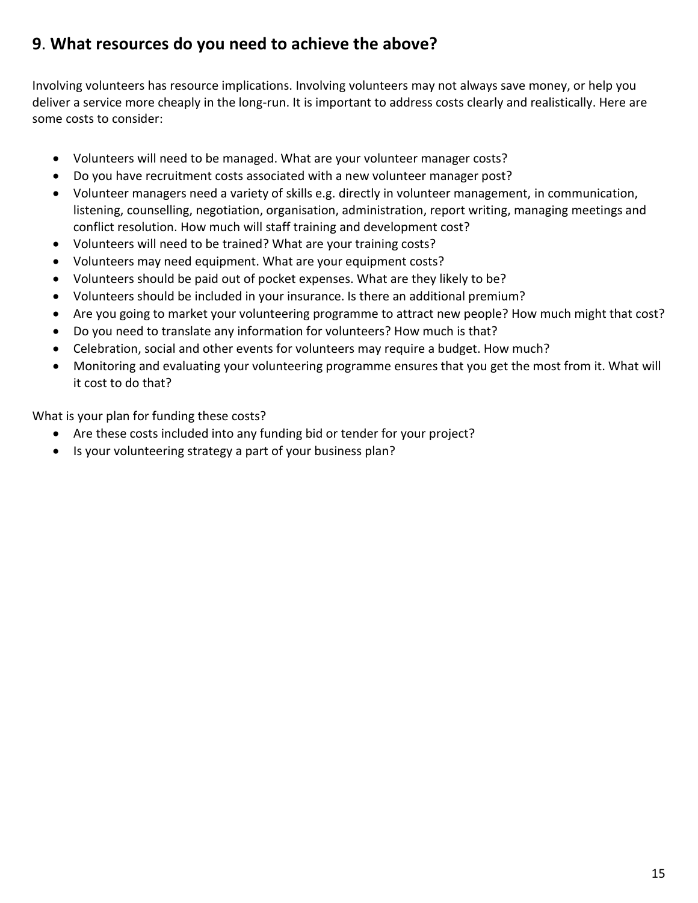## 9. What resources do you need to achieve the above?

Involving volunteers has resource implications. Involving volunteers may not always save money, or help you deliver a service more cheaply in the long-run. It is important to address costs clearly and realistically. Here are some costs to consider:

- Volunteers will need to be managed. What are your volunteer manager costs?
- Do you have recruitment costs associated with a new volunteer manager post?
- Volunteer managers need a variety of skills e.g. directly in volunteer management, in communication, listening, counselling, negotiation, organisation, administration, report writing, managing meetings and conflict resolution. How much will staff training and development cost?
- Volunteers will need to be trained? What are your training costs?
- Volunteers may need equipment. What are your equipment costs?
- Volunteers should be paid out of pocket expenses. What are they likely to be?
- Volunteers should be included in your insurance. Is there an additional premium?
- Are you going to market your volunteering programme to attract new people? How much might that cost?
- Do you need to translate any information for volunteers? How much is that?
- Celebration, social and other events for volunteers may require a budget. How much?
- Monitoring and evaluating your volunteering programme ensures that you get the most from it. What will it cost to do that?

What is your plan for funding these costs?

- Are these costs included into any funding bid or tender for your project?
- Is your volunteering strategy a part of your business plan?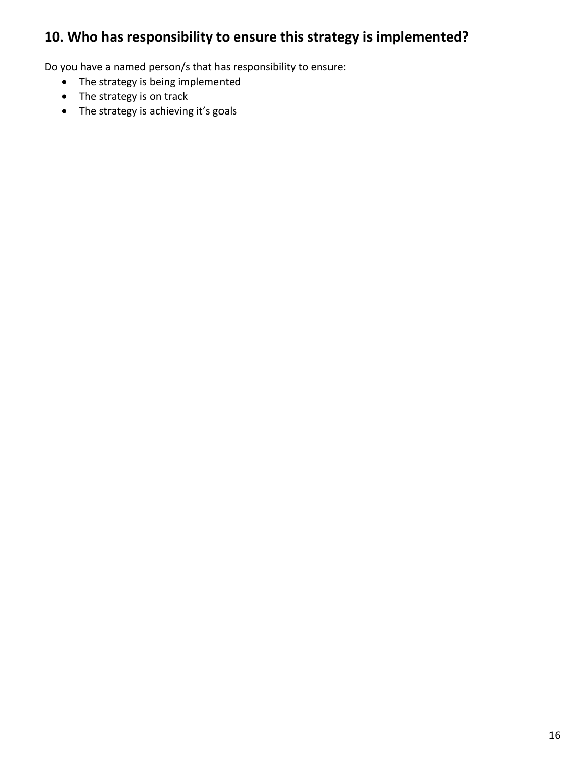## 10. Who has responsibility to ensure this strategy is implemented?

Do you have a named person/s that has responsibility to ensure:

- The strategy is being implemented
- The strategy is on track
- The strategy is achieving it's goals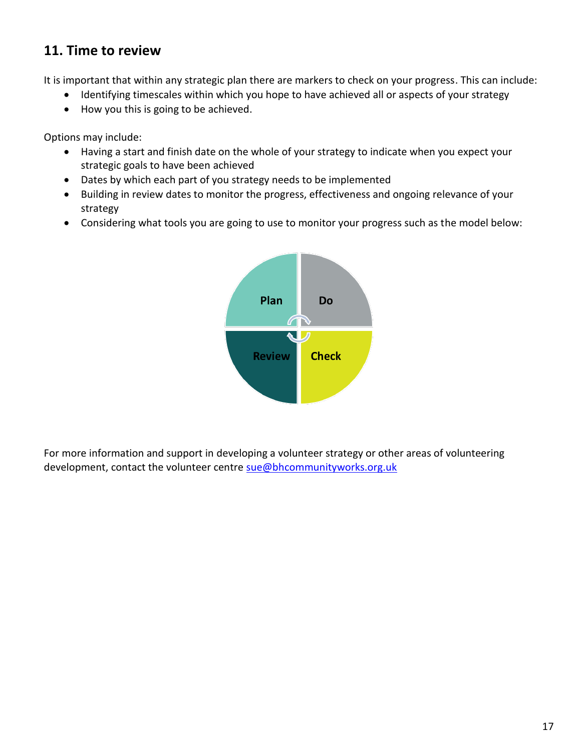## 11. Time to review

It is important that within any strategic plan there are markers to check on your progress. This can include:

- Identifying timescales within which you hope to have achieved all or aspects of your strategy
- How you this is going to be achieved.

Options may include:

- Having a start and finish date on the whole of your strategy to indicate when you expect your strategic goals to have been achieved
- Dates by which each part of you strategy needs to be implemented
- Building in review dates to monitor the progress, effectiveness and ongoing relevance of your strategy
- Considering what tools you are going to use to monitor your progress such as the model below:

Plan
Do
Review
Check

For more information and support in developing a volunteer strategy or other areas of volunteering development, contact the volunteer centre [sue@bhcommunityworks.org.uk](mailto:sue@bhcommunityworks.org.uk)